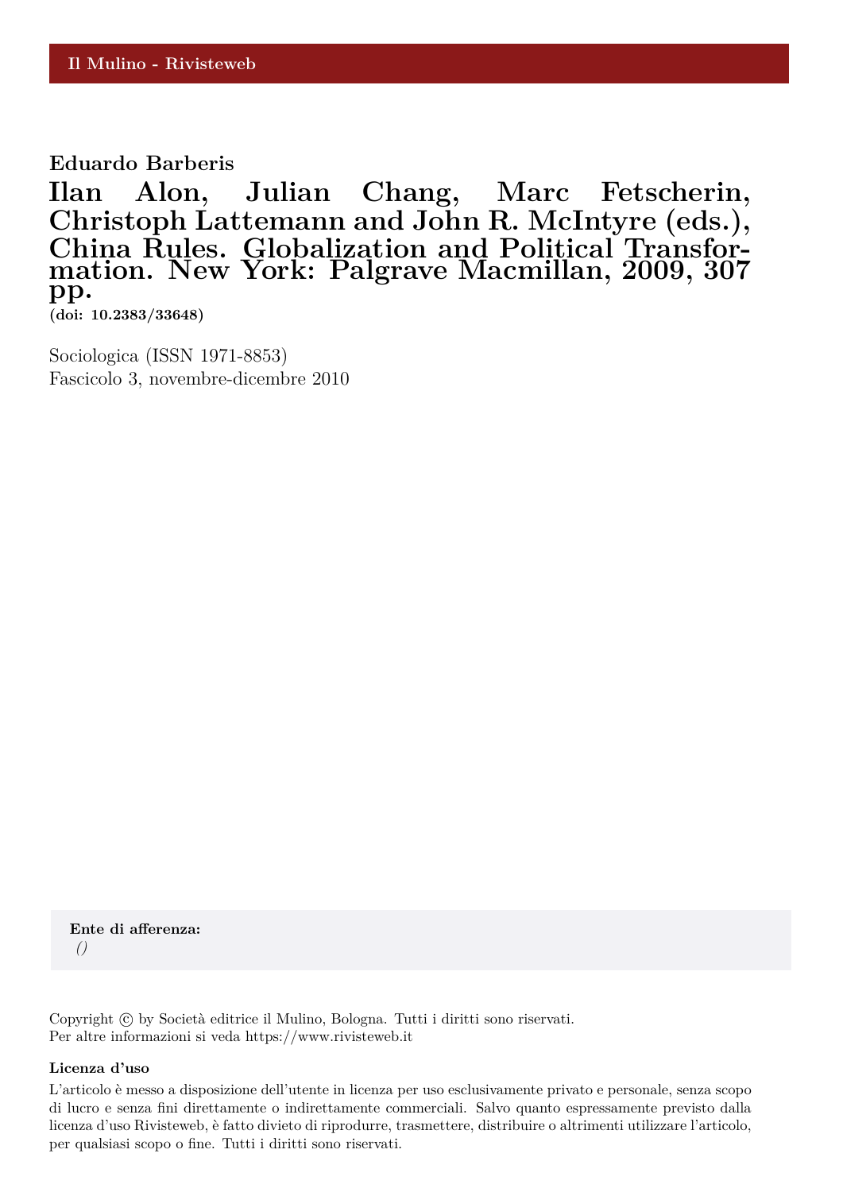Il Mulino - Rivisteweb

**Eduardo Barberis**

# Ilan Alon, Julian Chang, Marc Fetscherin, Christoph Lattemann and John R. McIntyre (eds.), China Rules. Globalization and Political Transformation. New York: Palgrave Macmillan, 2009, 307 pp.

**(doi: 10.2383/33648)**

Sociologica (ISSN 1971-8853)
Fascicolo 3, novembre-dicembre 2010

**Ente di afferenza:**
*()*

Copyright © by Società editrice il Mulino, Bologna. Tutti i diritti sono riservati.
Per altre informazioni si veda https://www.rivisteweb.it

**Licenza d'uso**

L'articolo è messo a disposizione dell'utente in licenza per uso esclusivamente privato e personale, senza scopo di lucro e senza fini direttamente o indirettamente commerciali. Salvo quanto espressamente previsto dalla licenza d'uso Rivisteweb, è fatto divieto di riprodurre, trasmettere, distribuire o altrimenti utilizzare l'articolo, per qualsiasi scopo o fine. Tutti i diritti sono riservati.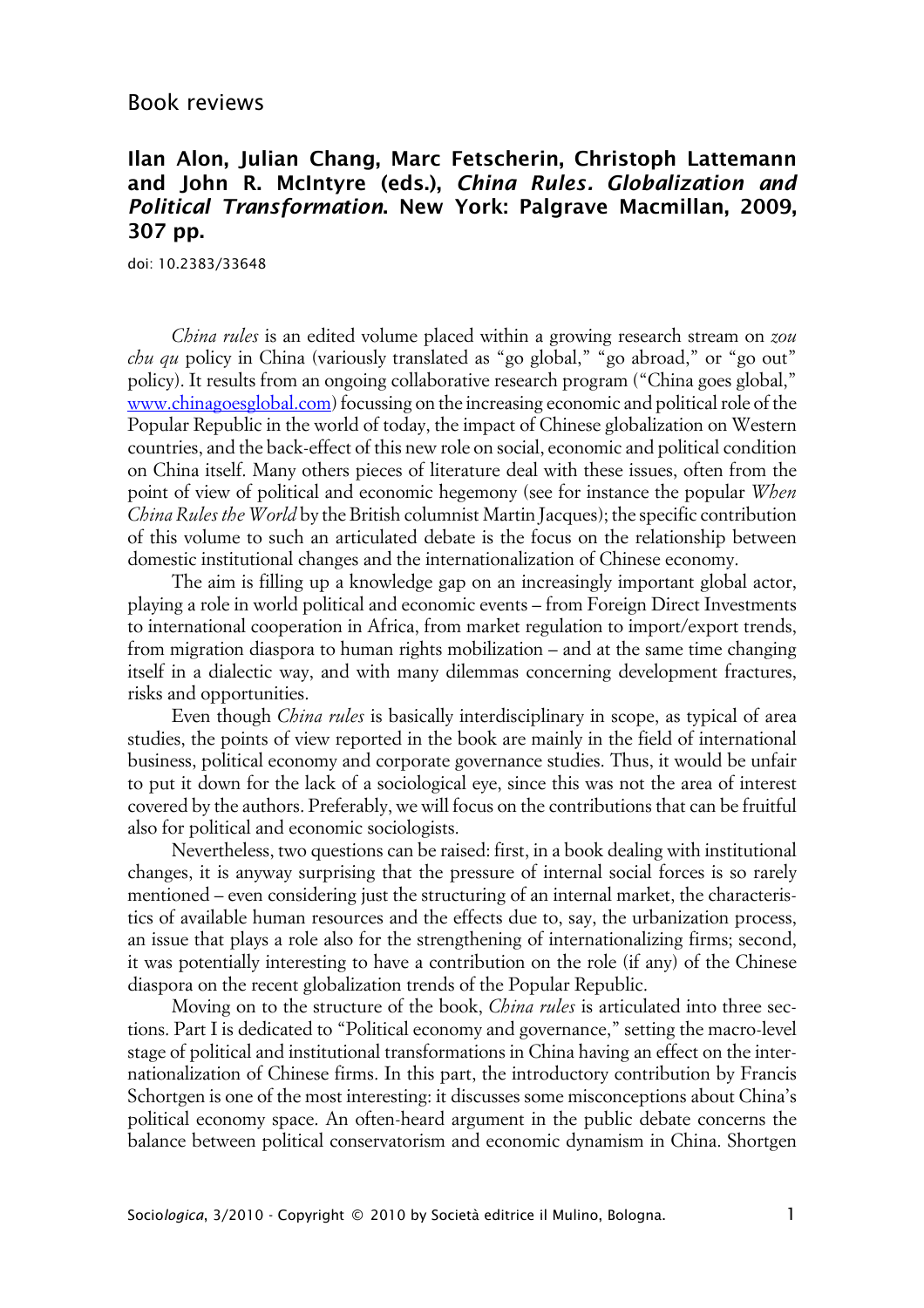# Book reviews

## Ilan Alon, Julian Chang, Marc Fetscherin, Christoph Lattemann and John R. McIntyre (eds.), *China Rules. Globalization and Political Transformation*. New York: Palgrave Macmillan, 2009, 307 pp.

doi: 10.2383/33648

*China rules* is an edited volume placed within a growing research stream on *zou chu qu* policy in China (variously translated as "go global," "go abroad," or "go out" policy). It results from an ongoing collaborative research program ("China goes global," www.chinagoesglobal.com) focussing on the increasing economic and political role of the Popular Republic in the world of today, the impact of Chinese globalization on Western countries, and the back-effect of this new role on social, economic and political condition on China itself. Many others pieces of literature deal with these issues, often from the point of view of political and economic hegemony (see for instance the popular *When China Rules the World* by the British columnist Martin Jacques); the specific contribution of this volume to such an articulated debate is the focus on the relationship between domestic institutional changes and the internationalization of Chinese economy.

The aim is filling up a knowledge gap on an increasingly important global actor, playing a role in world political and economic events – from Foreign Direct Investments to international cooperation in Africa, from market regulation to import/export trends, from migration diaspora to human rights mobilization – and at the same time changing itself in a dialectic way, and with many dilemmas concerning development fractures, risks and opportunities.

Even though *China rules* is basically interdisciplinary in scope, as typical of area studies, the points of view reported in the book are mainly in the field of international business, political economy and corporate governance studies. Thus, it would be unfair to put it down for the lack of a sociological eye, since this was not the area of interest covered by the authors. Preferably, we will focus on the contributions that can be fruitful also for political and economic sociologists.

Nevertheless, two questions can be raised: first, in a book dealing with institutional changes, it is anyway surprising that the pressure of internal social forces is so rarely mentioned – even considering just the structuring of an internal market, the characteristics of available human resources and the effects due to, say, the urbanization process, an issue that plays a role also for the strengthening of internationalizing firms; second, it was potentially interesting to have a contribution on the role (if any) of the Chinese diaspora on the recent globalization trends of the Popular Republic.

Moving on to the structure of the book, *China rules* is articulated into three sections. Part I is dedicated to "Political economy and governance," setting the macro-level stage of political and institutional transformations in China having an effect on the internationalization of Chinese firms. In this part, the introductory contribution by Francis Schortgen is one of the most interesting: it discusses some misconceptions about China's political economy space. An often-heard argument in the public debate concerns the balance between political conservatorism and economic dynamism in China. Shortgen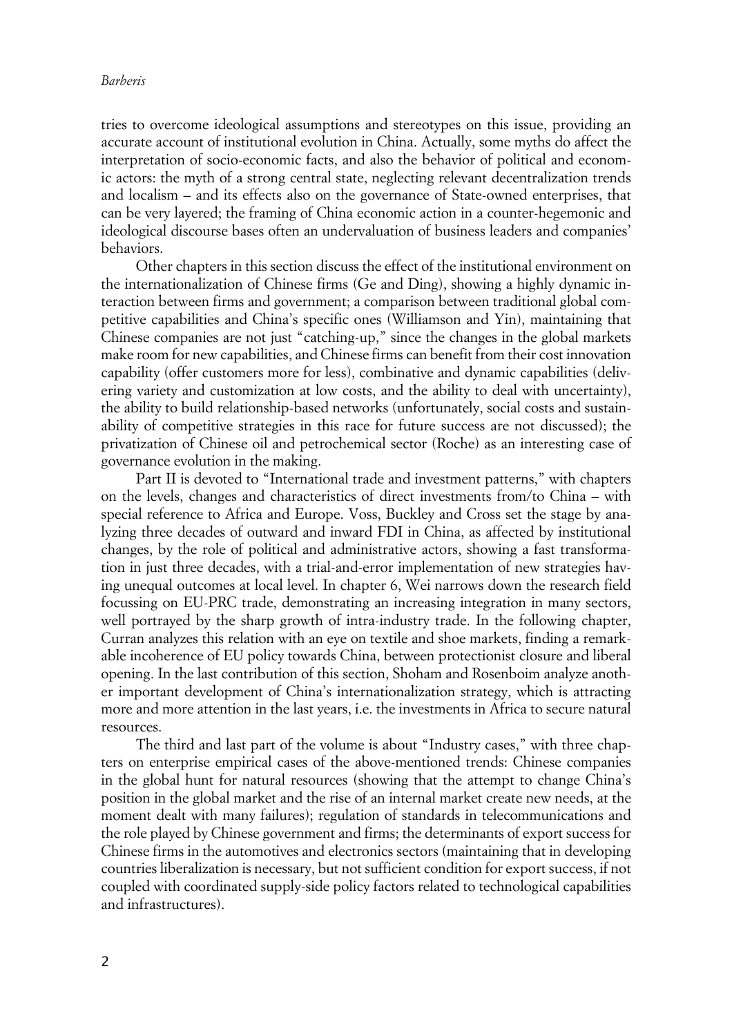tries to overcome ideological assumptions and stereotypes on this issue, providing an accurate account of institutional evolution in China. Actually, some myths do affect the interpretation of socio-economic facts, and also the behavior of political and economic actors: the myth of a strong central state, neglecting relevant decentralization trends and localism – and its effects also on the governance of State-owned enterprises, that can be very layered; the framing of China economic action in a counter-hegemonic and ideological discourse bases often an undervaluation of business leaders and companies' behaviors.

Other chapters in this section discuss the effect of the institutional environment on the internationalization of Chinese firms (Ge and Ding), showing a highly dynamic interaction between firms and government; a comparison between traditional global competitive capabilities and China's specific ones (Williamson and Yin), maintaining that Chinese companies are not just "catching-up," since the changes in the global markets make room for new capabilities, and Chinese firms can benefit from their cost innovation capability (offer customers more for less), combinative and dynamic capabilities (delivering variety and customization at low costs, and the ability to deal with uncertainty), the ability to build relationship-based networks (unfortunately, social costs and sustainability of competitive strategies in this race for future success are not discussed); the privatization of Chinese oil and petrochemical sector (Roche) as an interesting case of governance evolution in the making.

Part II is devoted to "International trade and investment patterns," with chapters on the levels, changes and characteristics of direct investments from/to China – with special reference to Africa and Europe. Voss, Buckley and Cross set the stage by analyzing three decades of outward and inward FDI in China, as affected by institutional changes, by the role of political and administrative actors, showing a fast transformation in just three decades, with a trial-and-error implementation of new strategies having unequal outcomes at local level. In chapter 6, Wei narrows down the research field focussing on EU-PRC trade, demonstrating an increasing integration in many sectors, well portrayed by the sharp growth of intra-industry trade. In the following chapter, Curran analyzes this relation with an eye on textile and shoe markets, finding a remarkable incoherence of EU policy towards China, between protectionist closure and liberal opening. In the last contribution of this section, Shoham and Rosenboim analyze another important development of China's internationalization strategy, which is attracting more and more attention in the last years, i.e. the investments in Africa to secure natural resources.

The third and last part of the volume is about "Industry cases," with three chapters on enterprise empirical cases of the above-mentioned trends: Chinese companies in the global hunt for natural resources (showing that the attempt to change China's position in the global market and the rise of an internal market create new needs, at the moment dealt with many failures); regulation of standards in telecommunications and the role played by Chinese government and firms; the determinants of export success for Chinese firms in the automotives and electronics sectors (maintaining that in developing countries liberalization is necessary, but not sufficient condition for export success, if not coupled with coordinated supply-side policy factors related to technological capabilities and infrastructures).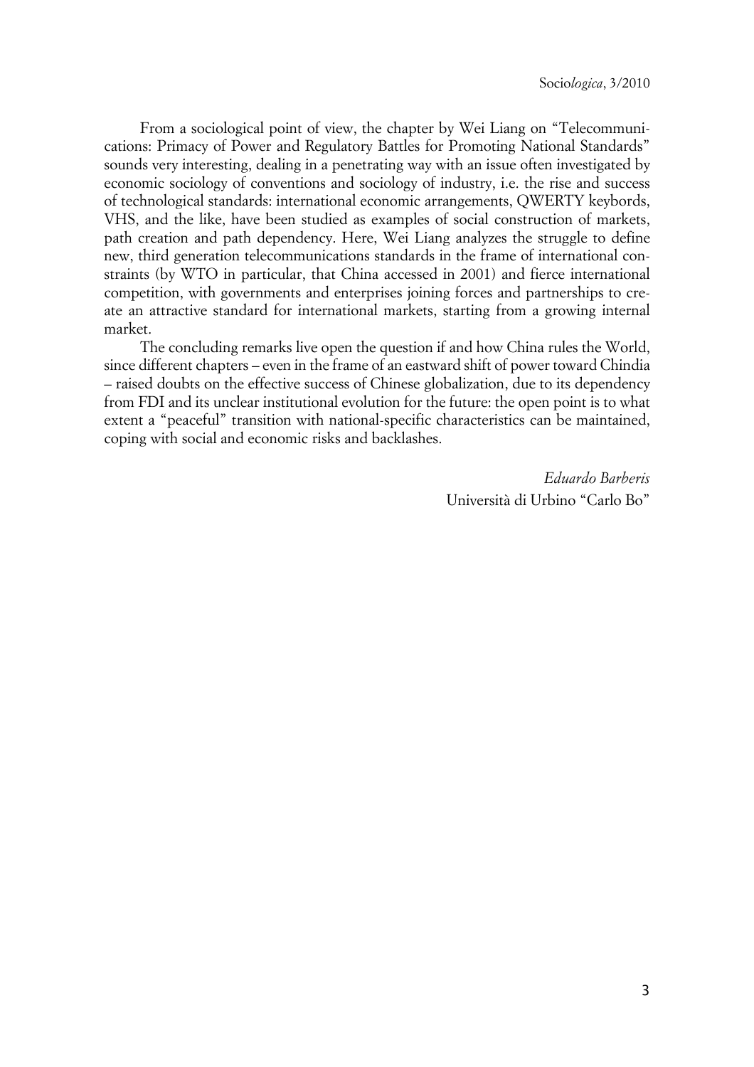From a sociological point of view, the chapter by Wei Liang on "Telecommunications: Primacy of Power and Regulatory Battles for Promoting National Standards" sounds very interesting, dealing in a penetrating way with an issue often investigated by economic sociology of conventions and sociology of industry, i.e. the rise and success of technological standards: international economic arrangements, QWERTY keybords, VHS, and the like, have been studied as examples of social construction of markets, path creation and path dependency. Here, Wei Liang analyzes the struggle to define new, third generation telecommunications standards in the frame of international constraints (by WTO in particular, that China accessed in 2001) and fierce international competition, with governments and enterprises joining forces and partnerships to create an attractive standard for international markets, starting from a growing internal market.

The concluding remarks live open the question if and how China rules the World, since different chapters – even in the frame of an eastward shift of power toward Chindia – raised doubts on the effective success of Chinese globalization, due to its dependency from FDI and its unclear institutional evolution for the future: the open point is to what extent a "peaceful" transition with national-specific characteristics can be maintained, coping with social and economic risks and backlashes.

*Eduardo Barberis*
Università di Urbino "Carlo Bo"